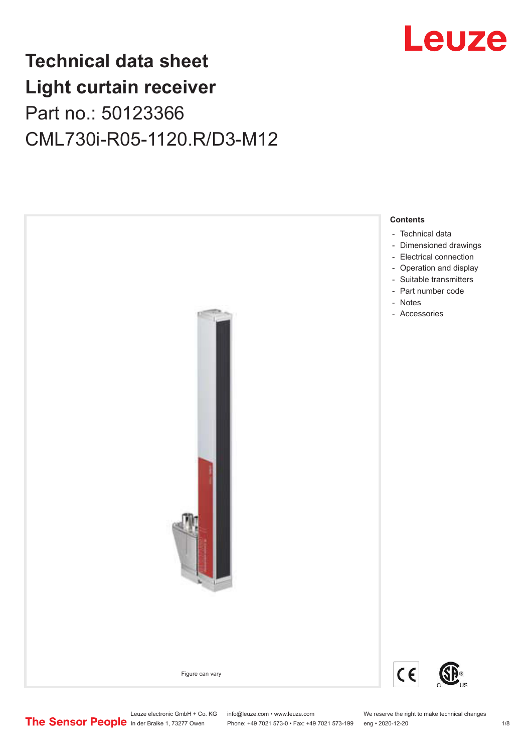# Technical data sheet
# Light curtain receiver
## Part no.: 50123366
## CML730i-R05-1120.R/D3-M12

Figure can vary

**Contents**

- Technical data
- Dimensioned drawings
- Electrical connection
- Operation and display
- Suitable transmitters
- Part number code
- Notes
- Accessories

Leuze electronic GmbH + Co. KG
In der Braike 1, 73277 Owen

info@leuze.com • www.leuze.com
Phone: +49 7021 573-0 • Fax: +49 7021 573-199

We reserve the right to make technical changes
eng • 2020-12-20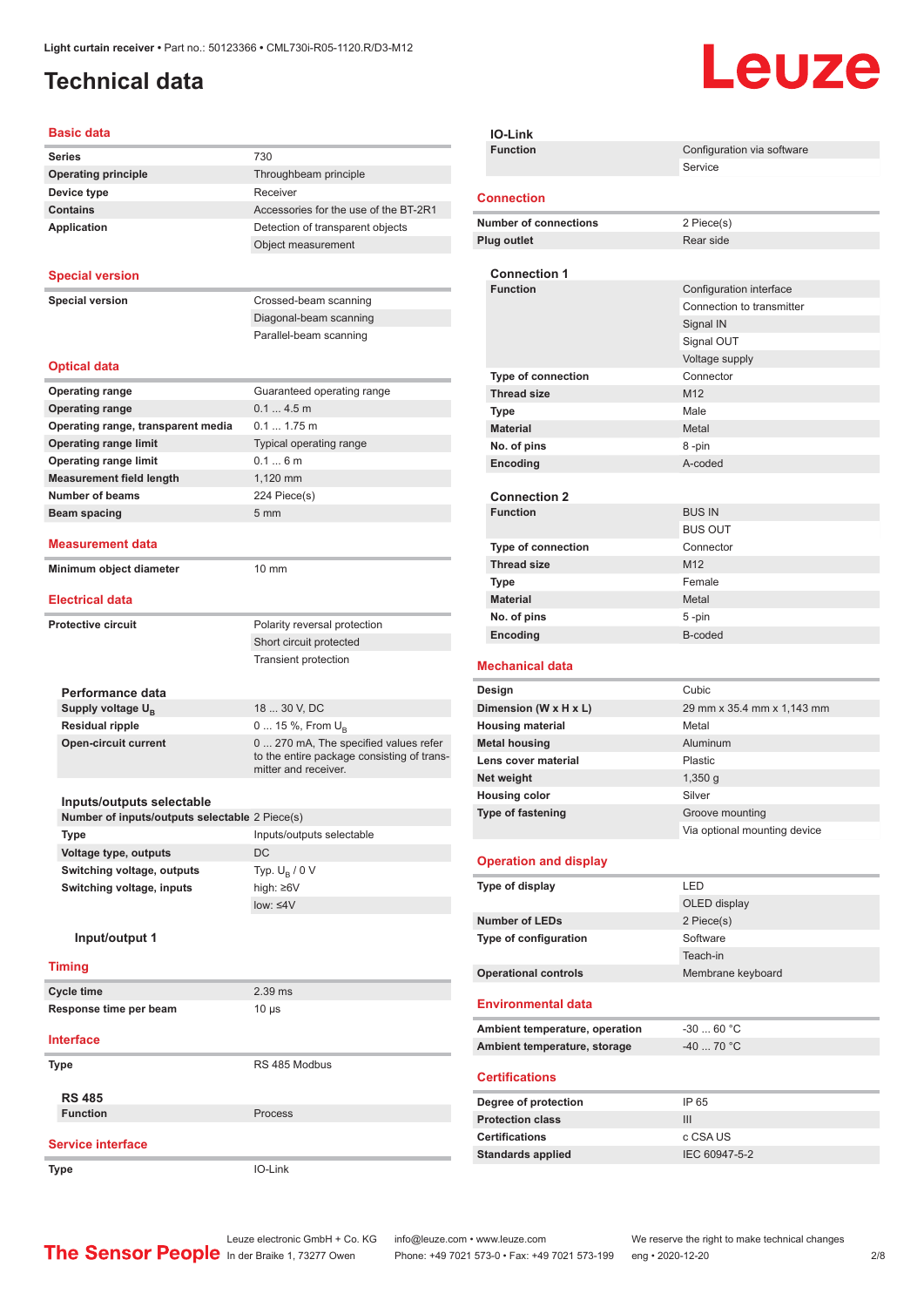# Technical data

## Basic data

| | |
|---|---|
| **Series** | 730 |
| **Operating principle** | Throughbeam principle |
| **Device type** | Receiver |
| **Contains** | Accessories for the use of the BT-2R1 |
| **Application** | Detection of transparent objects |
| | Object measurement |

## Special version

| | |
|---|---|
| **Special version** | Crossed-beam scanning |
| | Diagonal-beam scanning |
| | Parallel-beam scanning |

## Optical data

| | |
|---|---|
| **Operating range** | Guaranteed operating range |
| **Operating range** | 0.1 ... 4.5 m |
| **Operating range, transparent media** | 0.1 ... 1.75 m |
| **Operating range limit** | Typical operating range |
| **Operating range limit** | 0.1 ... 6 m |
| **Measurement field length** | 1,120 mm |
| **Number of beams** | 224 Piece(s) |
| **Beam spacing** | 5 mm |

## Measurement data

| | |
|---|---|
| **Minimum object diameter** | 10 mm |

## Electrical data

| | |
|---|---|
| **Protective circuit** | Polarity reversal protection |
| | Short circuit protected |
| | Transient protection |

### Performance data

| | |
|---|---|
| **Supply voltage $U_B$** | 18 ... 30 V, DC |
| **Residual ripple** | 0 ... 15 %, From $U_B$ |
| **Open-circuit current** | 0 ... 270 mA, The specified values refer to the entire package consisting of transmitter and receiver. |

### Inputs/outputs selectable

| | |
|---|---|
| **Number of inputs/outputs selectable** | 2 Piece(s) |
| **Type** | Inputs/outputs selectable |
| **Voltage type, outputs** | DC |
| **Switching voltage, outputs** | Typ. $U_B$ / 0 V |
| **Switching voltage, inputs** | high: ≥6V |
| | low: ≤4V |

#### Input/output 1

## Timing

| | |
|---|---|
| **Cycle time** | 2.39 ms |
| **Response time per beam** | 10 µs |

## Interface

| | |
|---|---|
| **Type** | RS 485 Modbus |

### RS 485

| | |
|---|---|
| **Function** | Process |

## Service interface

| | |
|---|---|
| **Type** | IO-Link |

### IO-Link

| | |
|---|---|
| **Function** | Configuration via software |
| | Service |

## Connection

| | |
|---|---|
| **Number of connections** | 2 Piece(s) |
| **Plug outlet** | Rear side |

### Connection 1

| | |
|---|---|
| **Function** | Configuration interface |
| | Connection to transmitter |
| | Signal IN |
| | Signal OUT |
| | Voltage supply |
| **Type of connection** | Connector |
| **Thread size** | M12 |
| **Type** | Male |
| **Material** | Metal |
| **No. of pins** | 8 -pin |
| **Encoding** | A-coded |

### Connection 2

| | |
|---|---|
| **Function** | BUS IN |
| | BUS OUT |
| **Type of connection** | Connector |
| **Thread size** | M12 |
| **Type** | Female |
| **Material** | Metal |
| **No. of pins** | 5 -pin |
| **Encoding** | B-coded |

## Mechanical data

| | |
|---|---|
| **Design** | Cubic |
| **Dimension (W x H x L)** | 29 mm x 35.4 mm x 1,143 mm |
| **Housing material** | Metal |
| **Metal housing** | Aluminum |
| **Lens cover material** | Plastic |
| **Net weight** | 1,350 g |
| **Housing color** | Silver |
| **Type of fastening** | Groove mounting |
| | Via optional mounting device |

## Operation and display

| | |
|---|---|
| **Type of display** | LED |
| | OLED display |
| **Number of LEDs** | 2 Piece(s) |
| **Type of configuration** | Software |
| | Teach-in |
| **Operational controls** | Membrane keyboard |

## Environmental data

| | |
|---|---|
| **Ambient temperature, operation** | -30 ... 60 °C |
| **Ambient temperature, storage** | -40 ... 70 °C |

## Certifications

| | |
|---|---|
| **Degree of protection** | IP 65 |
| **Protection class** | III |
| **Certifications** | c CSA US |
| **Standards applied** | IEC 60947-5-2 |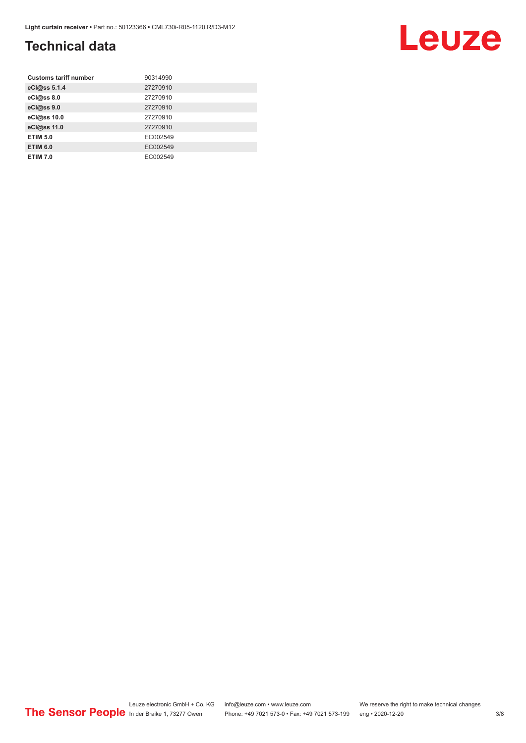# Technical data

| | |
|---|---|
| **Customs tariff number** | 90314990 |
| **eCl@ss 5.1.4** | 27270910 |
| **eCl@ss 8.0** | 27270910 |
| **eCl@ss 9.0** | 27270910 |
| **eCl@ss 10.0** | 27270910 |
| **eCl@ss 11.0** | 27270910 |
| **ETIM 5.0** | EC002549 |
| **ETIM 6.0** | EC002549 |
| **ETIM 7.0** | EC002549 |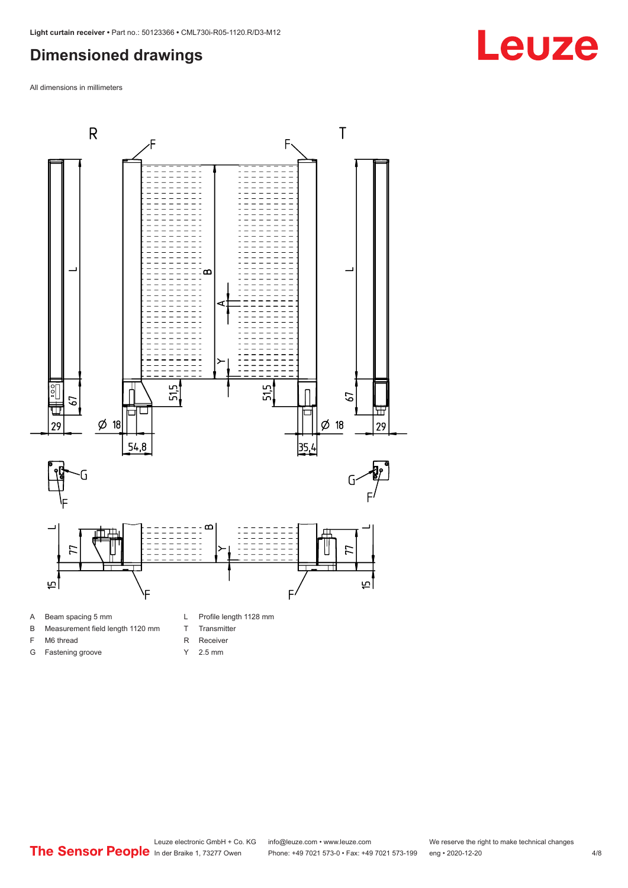## Dimensioned drawings

All dimensions in millimeters

A Beam spacing 5 mm
B Measurement field length 1120 mm
F M6 thread
G Fastening groove
L Profile length 1128 mm
T Transmitter
R Receiver
Y 2.5 mm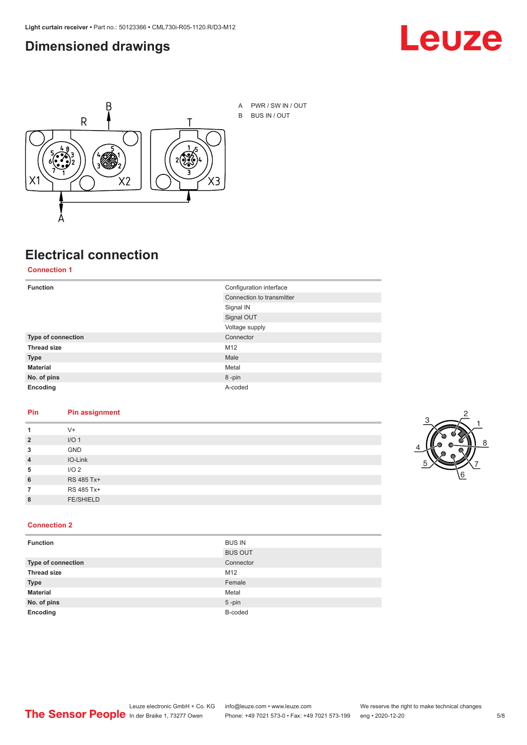## Dimensioned drawings

A PWR / SW IN / OUT

B BUS IN / OUT

## Electrical connection

### Connection 1

| | |
|---|---|
| **Function** | Configuration interface |
| | Connection to transmitter |
| | Signal IN |
| | Signal OUT |
| | Voltage supply |
| **Type of connection** | Connector |
| **Thread size** | M12 |
| **Type** | Male |
| **Material** | Metal |
| **No. of pins** | 8 -pin |
| **Encoding** | A-coded |

| Pin | Pin assignment |
|---|---|
| **1** | V+ |
| **2** | I/O 1 |
| **3** | GND |
| **4** | IO-Link |
| **5** | I/O 2 |
| **6** | RS 485 Tx+ |
| **7** | RS 485 Tx+ |
| **8** | FE/SHIELD |

### Connection 2

| | |
|---|---|
| **Function** | BUS IN |
| | BUS OUT |
| **Type of connection** | Connector |
| **Thread size** | M12 |
| **Type** | Female |
| **Material** | Metal |
| **No. of pins** | 5 -pin |
| **Encoding** | B-coded |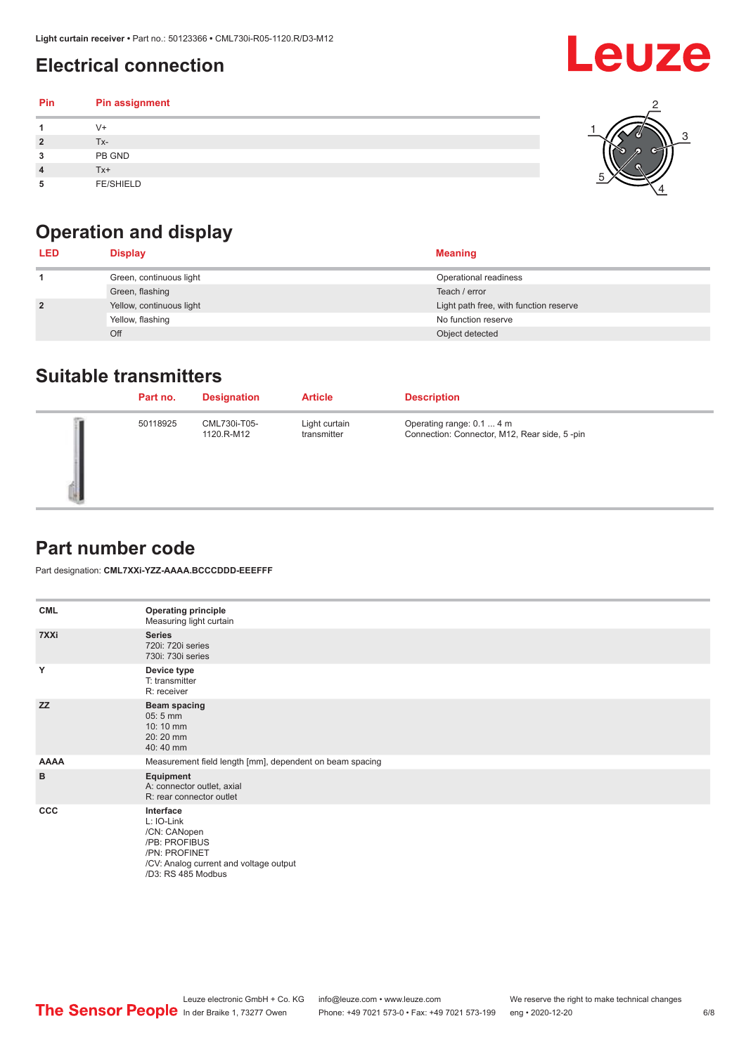# Electrical connection

| Pin | Pin assignment |
|---|---|
| 1 | V+ |
| 2 | Tx- |
| 3 | PB GND |
| 4 | Tx+ |
| 5 | FE/SHIELD |

# Operation and display

| LED | Display | Meaning |
|---|---|---|
| 1 | Green, continuous light | Operational readiness |
| | Green, flashing | Teach / error |
| 2 | Yellow, continuous light | Light path free, with function reserve |
| | Yellow, flashing | No function reserve |
| | Off | Object detected |

# Suitable transmitters

| | Part no. | Designation | Article | Description |
|---|---|---|---|---|
| | 50118925 | CML730i-T05-1120.R-M12 | Light curtain transmitter | Operating range: 0.1 ... 4 m<br>Connection: Connector, M12, Rear side, 5 -pin |

# Part number code

Part designation: **CML7XXi-YZZ-AAAA.BCCCDDD-EEEFFF**

| | |
|---|---|
| **CML** | **Operating principle**<br>Measuring light curtain |
| **7XXi** | **Series**<br>720i: 720i series<br>730i: 730i series |
| **Y** | **Device type**<br>T: transmitter<br>R: receiver |
| **ZZ** | **Beam spacing**<br>05: 5 mm<br>10: 10 mm<br>20: 20 mm<br>40: 40 mm |
| **AAAA** | Measurement field length [mm], dependent on beam spacing |
| **B** | **Equipment**<br>A: connector outlet, axial<br>R: rear connector outlet |
| **CCC** | **Interface**<br>L: IO-Link<br>/CN: CANopen<br>/PB: PROFIBUS<br>/PN: PROFINET<br>/CV: Analog current and voltage output<br>/D3: RS 485 Modbus |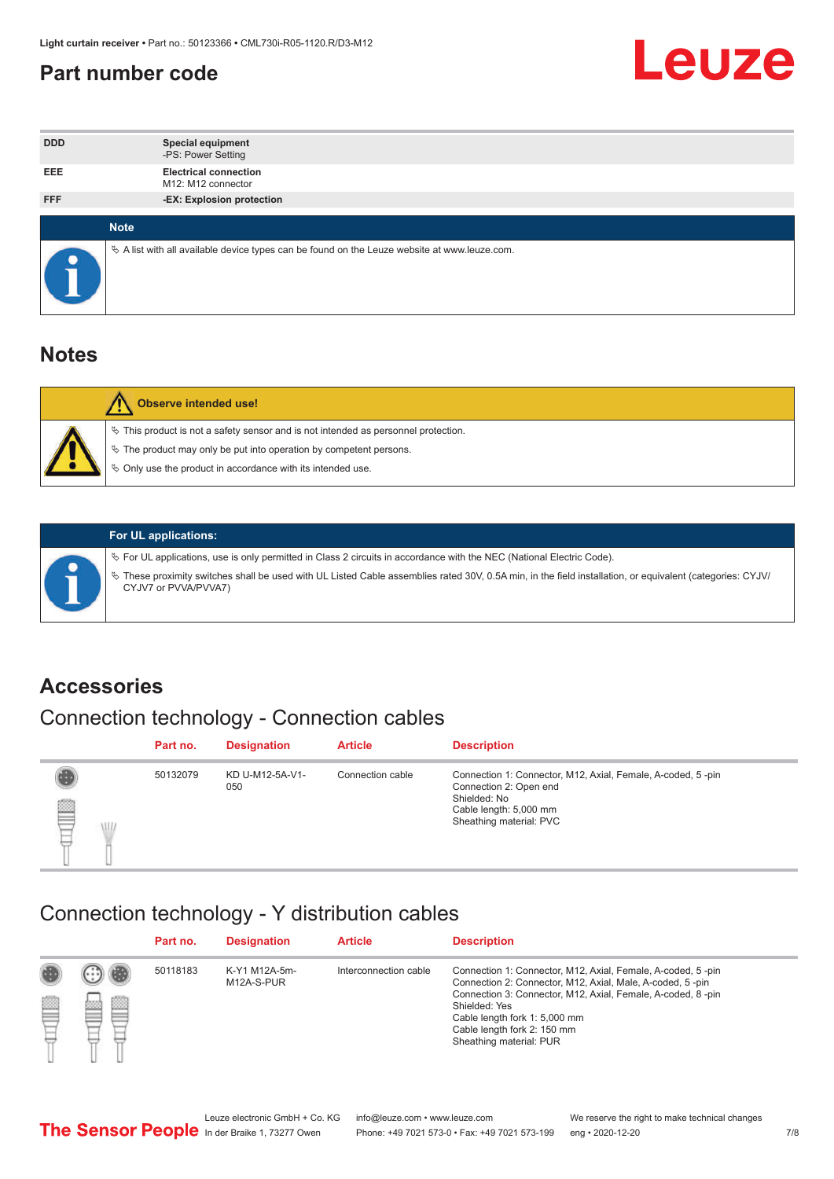# Part number code

| | |
|---|---|
| DDD | **Special equipment**<br>-PS: Power Setting |
| EEE | **Electrical connection**<br>M12: M12 connector |
| FFF | **-EX: Explosion protection** |

**Note**

- A list with all available device types can be found on the Leuze website at www.leuze.com.

## Notes

**Observe intended use!**

- This product is not a safety sensor and is not intended as personnel protection.
- The product may only be put into operation by competent persons.
- Only use the product in accordance with its intended use.

**For UL applications:**

- For UL applications, use is only permitted in Class 2 circuits in accordance with the NEC (National Electric Code).
- These proximity switches shall be used with UL Listed Cable assemblies rated 30V, 0.5A min, in the field installation, or equivalent (categories: CYJV/CYJV7 or PVVA/PVVA7)

## Accessories

### Connection technology - Connection cables

| Part no. | Designation | Article | Description |
|---|---|---|---|
| 50132079 | KD U-M12-5A-V1-050 | Connection cable | Connection 1: Connector, M12, Axial, Female, A-coded, 5 -pin<br>Connection 2: Open end<br>Shielded: No<br>Cable length: 5,000 mm<br>Sheathing material: PVC |

### Connection technology - Y distribution cables

| Part no. | Designation | Article | Description |
|---|---|---|---|
| 50118183 | K-Y1 M12A-5m-M12A-S-PUR | Interconnection cable | Connection 1: Connector, M12, Axial, Female, A-coded, 5 -pin<br>Connection 2: Connector, M12, Axial, Male, A-coded, 5 -pin<br>Connection 3: Connector, M12, Axial, Female, A-coded, 8 -pin<br>Shielded: Yes<br>Cable length fork 1: 5,000 mm<br>Cable length fork 2: 150 mm<br>Sheathing material: PUR |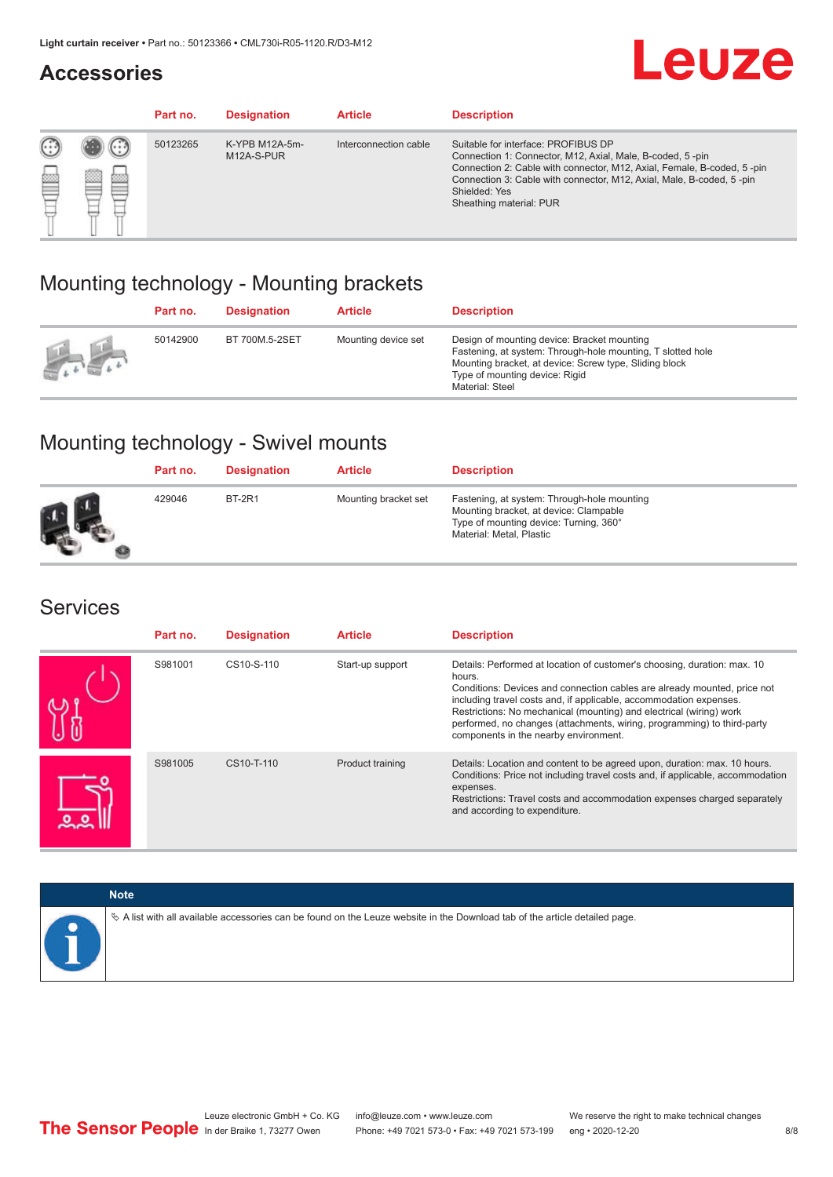## Accessories

| Part no. | Designation | Article | Description |
|---|---|---|---|
| 50123265 | K-YPB M12A-5m-M12A-S-PUR | Interconnection cable | Suitable for interface: PROFIBUS DP<br>Connection 1: Connector, M12, Axial, Male, B-coded, 5 -pin<br>Connection 2: Cable with connector, M12, Axial, Female, B-coded, 5 -pin<br>Connection 3: Cable with connector, M12, Axial, Male, B-coded, 5 -pin<br>Shielded: Yes<br>Sheathing material: PUR |

## Mounting technology - Mounting brackets

| Part no. | Designation | Article | Description |
|---|---|---|---|
| 50142900 | BT 700M.5-2SET | Mounting device set | Design of mounting device: Bracket mounting<br>Fastening, at system: Through-hole mounting, T slotted hole<br>Mounting bracket, at device: Screw type, Sliding block<br>Type of mounting device: Rigid<br>Material: Steel |

## Mounting technology - Swivel mounts

| Part no. | Designation | Article | Description |
|---|---|---|---|
| 429046 | BT-2R1 | Mounting bracket set | Fastening, at system: Through-hole mounting<br>Mounting bracket, at device: Clampable<br>Type of mounting device: Turning, 360°<br>Material: Metal, Plastic |

## Services

| Part no. | Designation | Article | Description |
|---|---|---|---|
| S981001 | CS10-S-110 | Start-up support | Details: Performed at location of customer's choosing, duration: max. 10 hours.<br>Conditions: Devices and connection cables are already mounted, price not including travel costs and, if applicable, accommodation expenses.<br>Restrictions: No mechanical (mounting) and electrical (wiring) work performed, no changes (attachments, wiring, programming) to third-party components in the nearby environment. |
| S981005 | CS10-T-110 | Product training | Details: Location and content to be agreed upon, duration: max. 10 hours.<br>Conditions: Price not including travel costs and, if applicable, accommodation expenses.<br>Restrictions: Travel costs and accommodation expenses charged separately and according to expenditure. |

**Note**

✎ A list with all available accessories can be found on the Leuze website in the Download tab of the article detailed page.